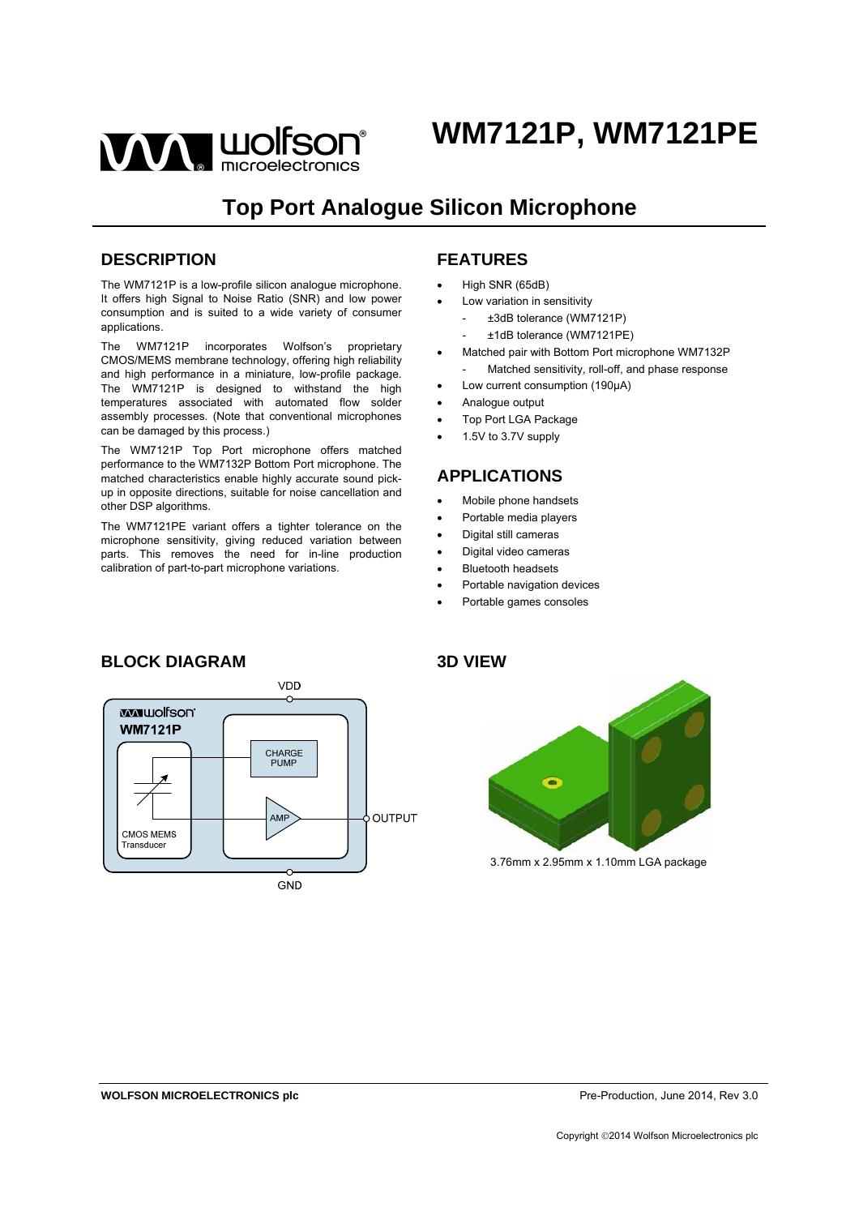# WM7121P, WM7121PE

## Top Port Analogue Silicon Microphone

## DESCRIPTION

The WM7121P is a low-profile silicon analogue microphone. It offers high Signal to Noise Ratio (SNR) and low power consumption and is suited to a wide variety of consumer applications.

The WM7121P incorporates Wolfson's proprietary CMOS/MEMS membrane technology, offering high reliability and high performance in a miniature, low-profile package. The WM7121P is designed to withstand the high temperatures associated with automated flow solder assembly processes. (Note that conventional microphones can be damaged by this process.)

The WM7121P Top Port microphone offers matched performance to the WM7132P Bottom Port microphone. The matched characteristics enable highly accurate sound pick-up in opposite directions, suitable for noise cancellation and other DSP algorithms.

The WM7121PE variant offers a tighter tolerance on the microphone sensitivity, giving reduced variation between parts. This removes the need for in-line production calibration of part-to-part microphone variations.

## FEATURES

- High SNR (65dB)
- Low variation in sensitivity
  - ±3dB tolerance (WM7121P)
  - ±1dB tolerance (WM7121PE)
- Matched pair with Bottom Port microphone WM7132P
  - Matched sensitivity, roll-off, and phase response
- Low current consumption (190µA)
- Analogue output
- Top Port LGA Package
- 1.5V to 3.7V supply

## APPLICATIONS

- Mobile phone handsets
- Portable media players
- Digital still cameras
- Digital video cameras
- Bluetooth headsets
- Portable navigation devices
- Portable games consoles

## BLOCK DIAGRAM

VDD

WM7121P

CHARGE PUMP

AMP

OUTPUT

CMOS MEMS Transducer

GND

## 3D VIEW

3.76mm x 2.95mm x 1.10mm LGA package

WOLFSON MICROELECTRONICS plc

Pre-Production, June 2014, Rev 3.0

Copyright ©2014 Wolfson Microelectronics plc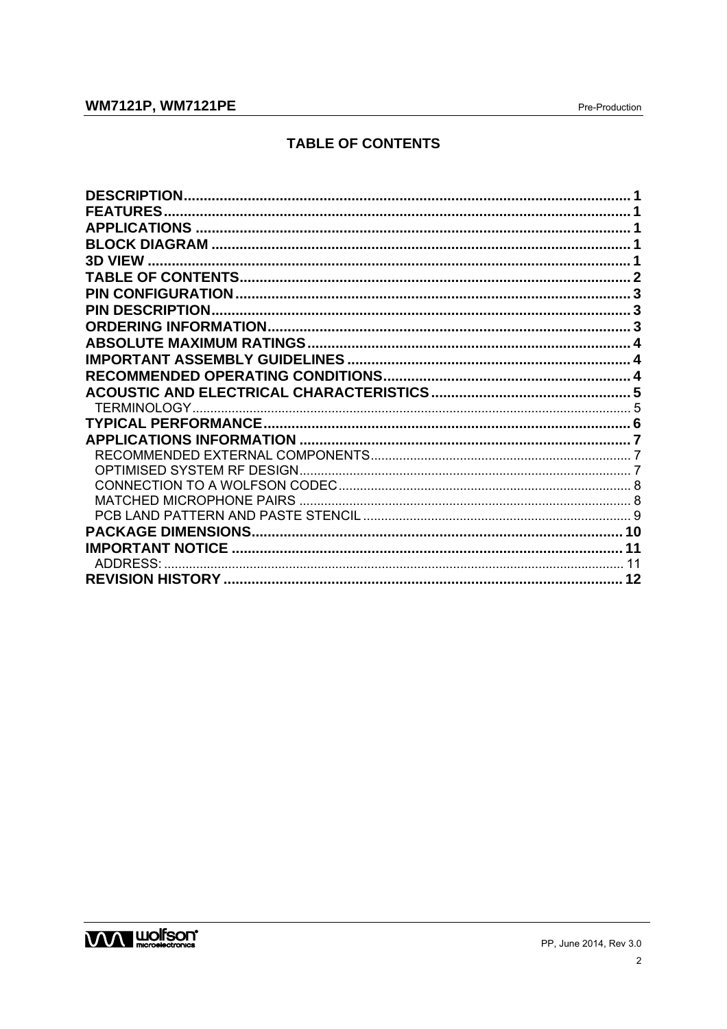## TABLE OF CONTENTS

**DESCRIPTION** .......... 1
**FEATURES** .......... 1
**APPLICATIONS** .......... 1
**BLOCK DIAGRAM** .......... 1
**3D VIEW** .......... 1
**TABLE OF CONTENTS** .......... 2
**PIN CONFIGURATION** .......... 3
**PIN DESCRIPTION** .......... 3
**ORDERING INFORMATION** .......... 3
**ABSOLUTE MAXIMUM RATINGS** .......... 4
**IMPORTANT ASSEMBLY GUIDELINES** .......... 4
**RECOMMENDED OPERATING CONDITIONS** .......... 4
**ACOUSTIC AND ELECTRICAL CHARACTERISTICS** .......... 5
  TERMINOLOGY .......... 5
**TYPICAL PERFORMANCE** .......... 6
**APPLICATIONS INFORMATION** .......... 7
  RECOMMENDED EXTERNAL COMPONENTS .......... 7
  OPTIMISED SYSTEM RF DESIGN .......... 7
  CONNECTION TO A WOLFSON CODEC .......... 8
  MATCHED MICROPHONE PAIRS .......... 8
  PCB LAND PATTERN AND PASTE STENCIL .......... 9
**PACKAGE DIMENSIONS** .......... 10
**IMPORTANT NOTICE** .......... 11
  ADDRESS: .......... 11
**REVISION HISTORY** .......... 12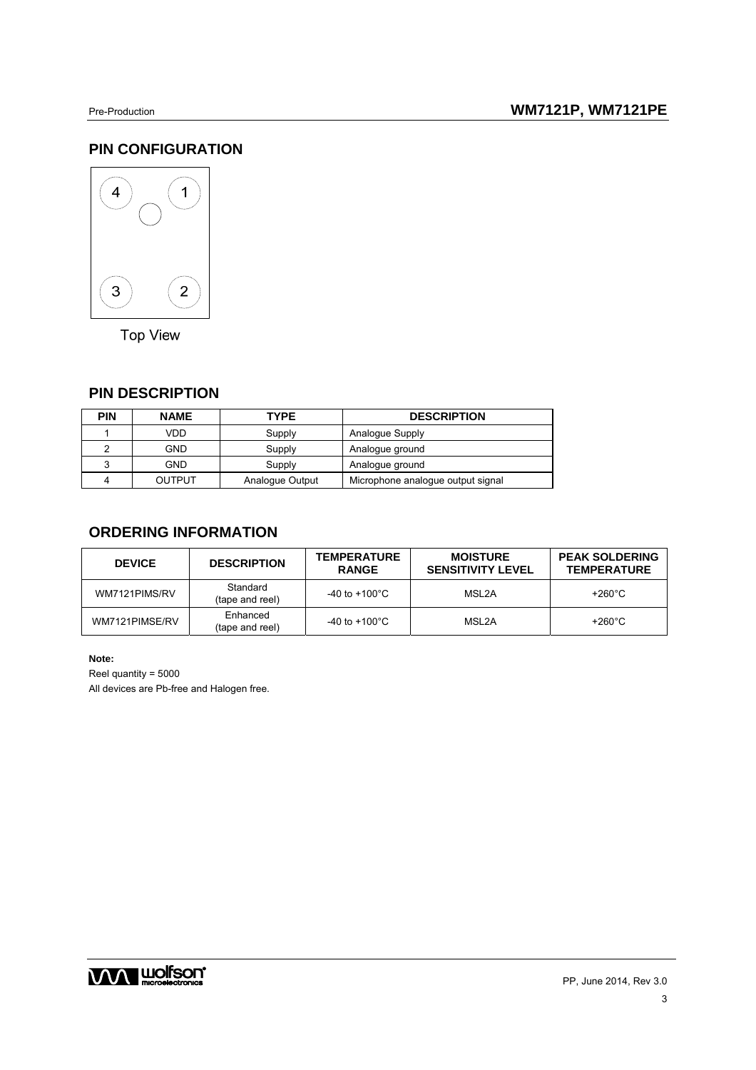## PIN CONFIGURATION

4 1

3 2

Top View

## PIN DESCRIPTION

| PIN | NAME | TYPE | DESCRIPTION |
| --- | --- | --- | --- |
| 1 | VDD | Supply | Analogue Supply |
| 2 | GND | Supply | Analogue ground |
| 3 | GND | Supply | Analogue ground |
| 4 | OUTPUT | Analogue Output | Microphone analogue output signal |

## ORDERING INFORMATION

| DEVICE | DESCRIPTION | TEMPERATURE RANGE | MOISTURE SENSITIVITY LEVEL | PEAK SOLDERING TEMPERATURE |
| --- | --- | --- | --- | --- |
| WM7121PIMS/RV | Standard (tape and reel) | -40 to +100°C | MSL2A | +260°C |
| WM7121PIMSE/RV | Enhanced (tape and reel) | -40 to +100°C | MSL2A | +260°C |

**Note:**

Reel quantity = 5000

All devices are Pb-free and Halogen free.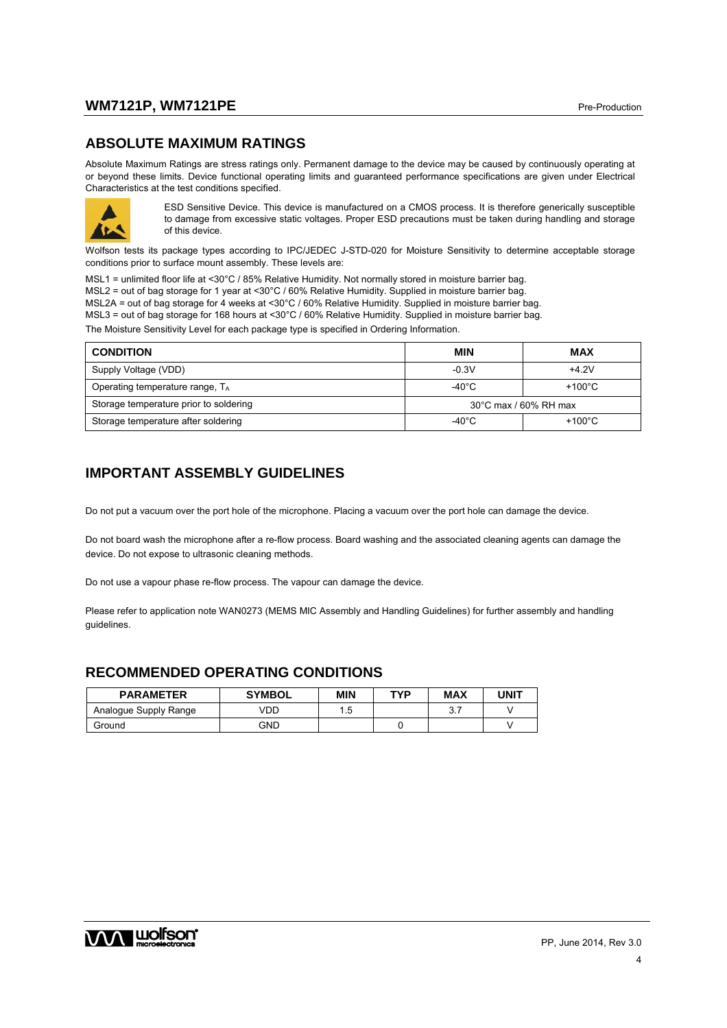## ABSOLUTE MAXIMUM RATINGS

Absolute Maximum Ratings are stress ratings only. Permanent damage to the device may be caused by continuously operating at or beyond these limits. Device functional operating limits and guaranteed performance specifications are given under Electrical Characteristics at the test conditions specified.

ESD Sensitive Device. This device is manufactured on a CMOS process. It is therefore generically susceptible to damage from excessive static voltages. Proper ESD precautions must be taken during handling and storage of this device.

Wolfson tests its package types according to IPC/JEDEC J-STD-020 for Moisture Sensitivity to determine acceptable storage conditions prior to surface mount assembly. These levels are:

MSL1 = unlimited floor life at <30°C / 85% Relative Humidity. Not normally stored in moisture barrier bag.
MSL2 = out of bag storage for 1 year at <30°C / 60% Relative Humidity. Supplied in moisture barrier bag.
MSL2A = out of bag storage for 4 weeks at <30°C / 60% Relative Humidity. Supplied in moisture barrier bag.
MSL3 = out of bag storage for 168 hours at <30°C / 60% Relative Humidity. Supplied in moisture barrier bag.

The Moisture Sensitivity Level for each package type is specified in Ordering Information.

| CONDITION | MIN | MAX |
|---|---|---|
| Supply Voltage (VDD) | -0.3V | +4.2V |
| Operating temperature range, $T_A$ | -40°C | +100°C |
| Storage temperature prior to soldering | 30°C max / 60% RH max | |
| Storage temperature after soldering | -40°C | +100°C |

## IMPORTANT ASSEMBLY GUIDELINES

Do not put a vacuum over the port hole of the microphone. Placing a vacuum over the port hole can damage the device.

Do not board wash the microphone after a re-flow process. Board washing and the associated cleaning agents can damage the device. Do not expose to ultrasonic cleaning methods.

Do not use a vapour phase re-flow process. The vapour can damage the device.

Please refer to application note WAN0273 (MEMS MIC Assembly and Handling Guidelines) for further assembly and handling guidelines.

## RECOMMENDED OPERATING CONDITIONS

| PARAMETER | SYMBOL | MIN | TYP | MAX | UNIT |
|---|---|---|---|---|---|
| Analogue Supply Range | VDD | 1.5 | | 3.7 | V |
| Ground | GND | | 0 | | V |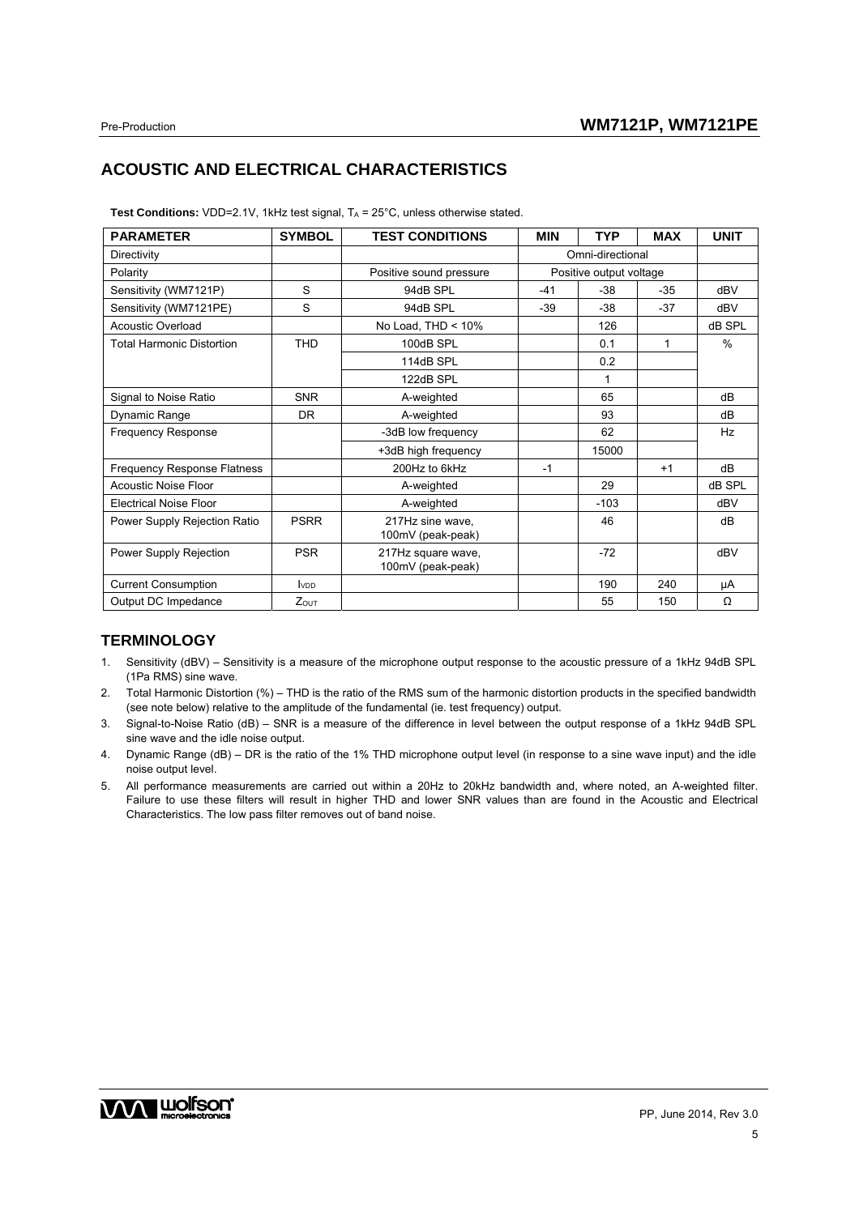## ACOUSTIC AND ELECTRICAL CHARACTERISTICS

**Test Conditions:** VDD=2.1V, 1kHz test signal, $T_A$ = 25°C, unless otherwise stated.

| PARAMETER | SYMBOL | TEST CONDITIONS | MIN | TYP | MAX | UNIT |
|---|---|---|---|---|---|---|
| Directivity | | | | Omni-directional | | |
| Polarity | | Positive sound pressure | | Positive output voltage | | |
| Sensitivity (WM7121P) | S | 94dB SPL | -41 | -38 | -35 | dBV |
| Sensitivity (WM7121PE) | S | 94dB SPL | -39 | -38 | -37 | dBV |
| Acoustic Overload | | No Load, THD < 10% | | 126 | | dB SPL |
| Total Harmonic Distortion | THD | 100dB SPL | | 0.1 | 1 | % |
| | | 114dB SPL | | 0.2 | | |
| | | 122dB SPL | | 1 | | |
| Signal to Noise Ratio | SNR | A-weighted | | 65 | | dB |
| Dynamic Range | DR | A-weighted | | 93 | | dB |
| Frequency Response | | -3dB low frequency | | 62 | | Hz |
| | | +3dB high frequency | | 15000 | | |
| Frequency Response Flatness | | 200Hz to 6kHz | -1 | | +1 | dB |
| Acoustic Noise Floor | | A-weighted | | 29 | | dB SPL |
| Electrical Noise Floor | | A-weighted | | -103 | | dBV |
| Power Supply Rejection Ratio | PSRR | 217Hz sine wave, 100mV (peak-peak) | | 46 | | dB |
| Power Supply Rejection | PSR | 217Hz square wave, 100mV (peak-peak) | | -72 | | dBV |
| Current Consumption | $I_{VDD}$ | | | 190 | 240 | µA |
| Output DC Impedance | $Z_{OUT}$ | | | 55 | 150 | Ω |

## TERMINOLOGY

1. Sensitivity (dBV) – Sensitivity is a measure of the microphone output response to the acoustic pressure of a 1kHz 94dB SPL (1Pa RMS) sine wave.
2. Total Harmonic Distortion (%) – THD is the ratio of the RMS sum of the harmonic distortion products in the specified bandwidth (see note below) relative to the amplitude of the fundamental (ie. test frequency) output.
3. Signal-to-Noise Ratio (dB) – SNR is a measure of the difference in level between the output response of a 1kHz 94dB SPL sine wave and the idle noise output.
4. Dynamic Range (dB) – DR is the ratio of the 1% THD microphone output level (in response to a sine wave input) and the idle noise output level.
5. All performance measurements are carried out within a 20Hz to 20kHz bandwidth and, where noted, an A-weighted filter. Failure to use these filters will result in higher THD and lower SNR values than are found in the Acoustic and Electrical Characteristics. The low pass filter removes out of band noise.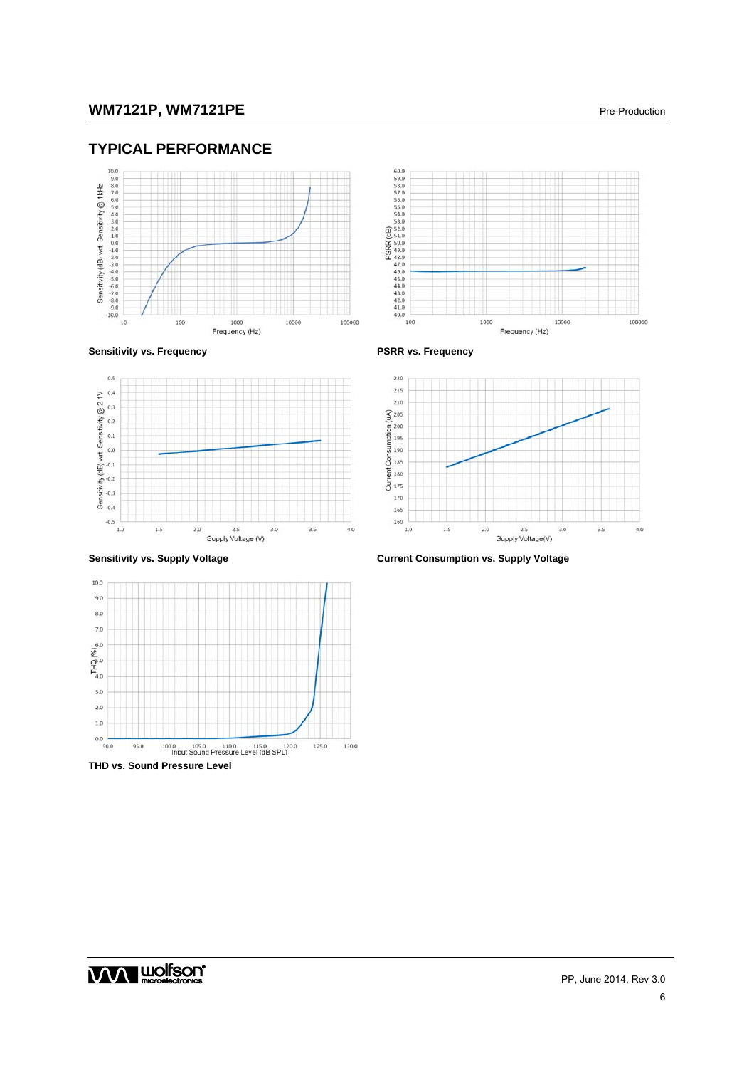## TYPICAL PERFORMANCE

Sensitivity vs. Frequency

PSRR vs. Frequency

Sensitivity vs. Supply Voltage

Current Consumption vs. Supply Voltage

THD vs. Sound Pressure Level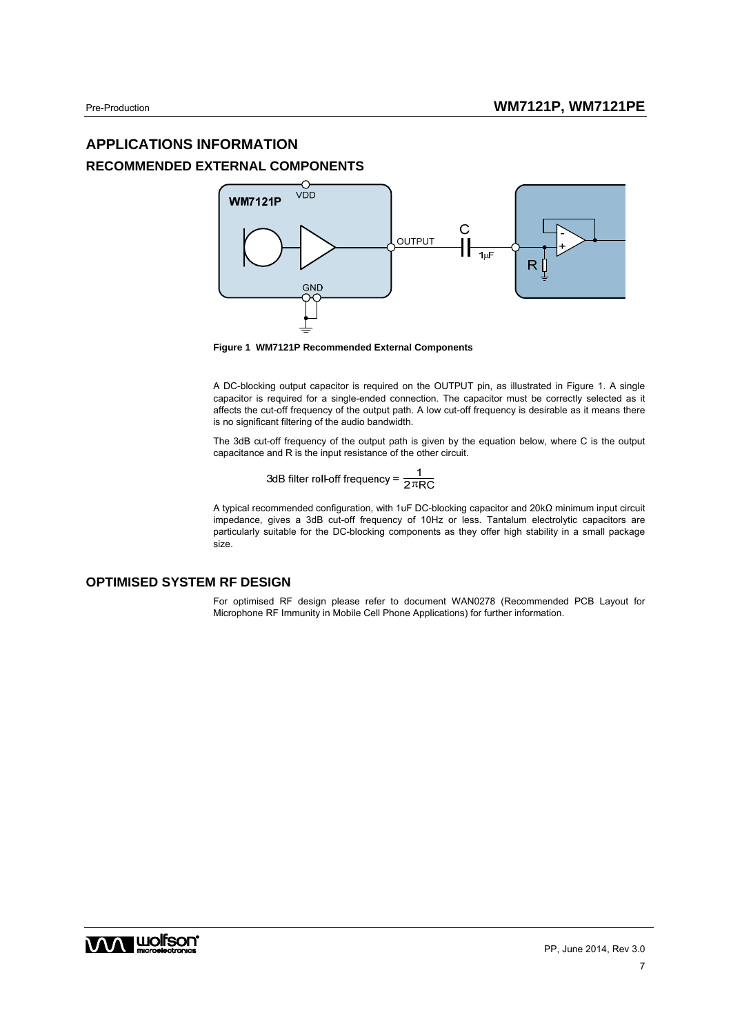# APPLICATIONS INFORMATION

## RECOMMENDED EXTERNAL COMPONENTS

**Figure 1 WM7121P Recommended External Components**

A DC-blocking output capacitor is required on the OUTPUT pin, as illustrated in Figure 1. A single capacitor is required for a single-ended connection. The capacitor must be correctly selected as it affects the cut-off frequency of the output path. A low cut-off frequency is desirable as it means there is no significant filtering of the audio bandwidth.

The 3dB cut-off frequency of the output path is given by the equation below, where C is the output capacitance and R is the input resistance of the other circuit.

$$\text{3dB filter roll-off frequency} = \frac{1}{2\pi RC}$$

A typical recommended configuration, with 1uF DC-blocking capacitor and 20kΩ minimum input circuit impedance, gives a 3dB cut-off frequency of 10Hz or less. Tantalum electrolytic capacitors are particularly suitable for the DC-blocking components as they offer high stability in a small package size.

## OPTIMISED SYSTEM RF DESIGN

For optimised RF design please refer to document WAN0278 (Recommended PCB Layout for Microphone RF Immunity in Mobile Cell Phone Applications) for further information.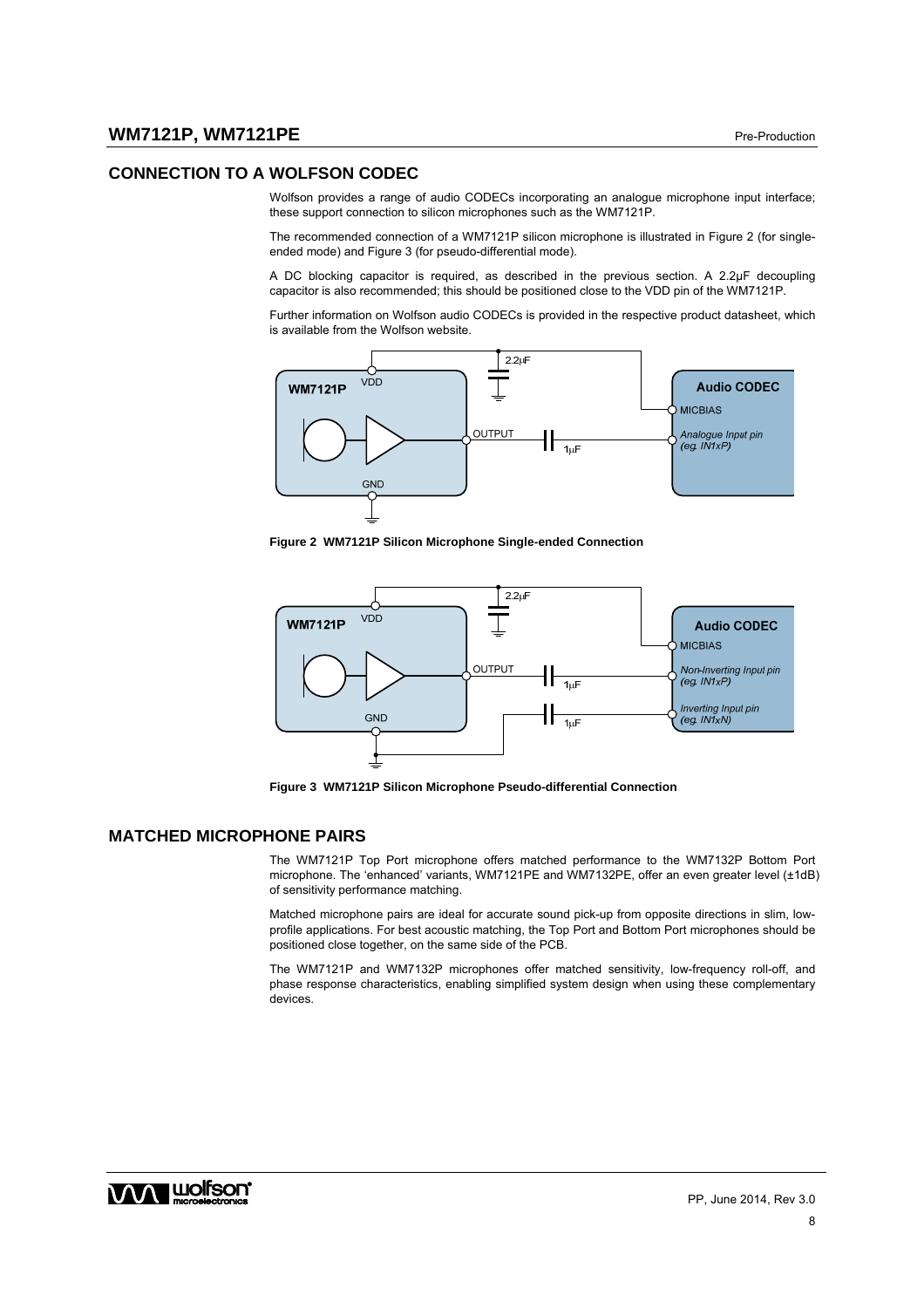## CONNECTION TO A WOLFSON CODEC

Wolfson provides a range of audio CODECs incorporating an analogue microphone input interface; these support connection to silicon microphones such as the WM7121P.

The recommended connection of a WM7121P silicon microphone is illustrated in Figure 2 (for single-ended mode) and Figure 3 (for pseudo-differential mode).

A DC blocking capacitor is required, as described in the previous section. A 2.2µF decoupling capacitor is also recommended; this should be positioned close to the VDD pin of the WM7121P.

Further information on Wolfson audio CODECs is provided in the respective product datasheet, which is available from the Wolfson website.

**Figure 2 WM7121P Silicon Microphone Single-ended Connection**

**Figure 3 WM7121P Silicon Microphone Pseudo-differential Connection**

## MATCHED MICROPHONE PAIRS

The WM7121P Top Port microphone offers matched performance to the WM7132P Bottom Port microphone. The 'enhanced' variants, WM7121PE and WM7132PE, offer an even greater level (±1dB) of sensitivity performance matching.

Matched microphone pairs are ideal for accurate sound pick-up from opposite directions in slim, low-profile applications. For best acoustic matching, the Top Port and Bottom Port microphones should be positioned close together, on the same side of the PCB.

The WM7121P and WM7132P microphones offer matched sensitivity, low-frequency roll-off, and phase response characteristics, enabling simplified system design when using these complementary devices.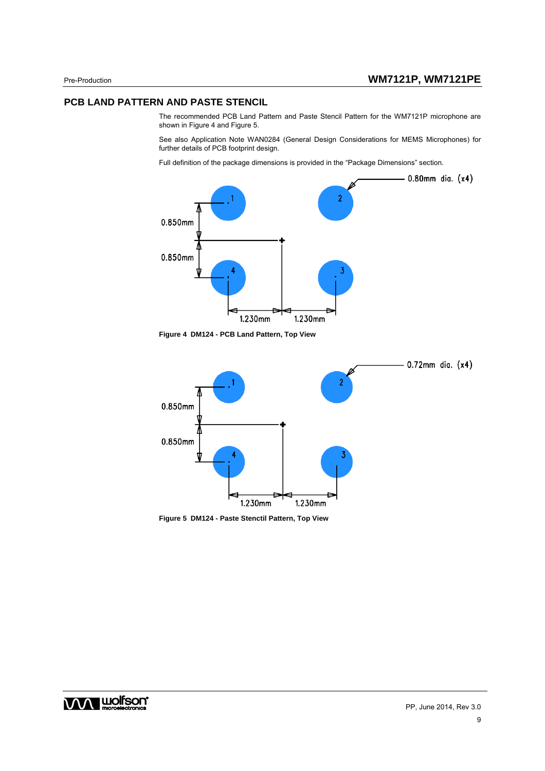## PCB LAND PATTERN AND PASTE STENCIL

The recommended PCB Land Pattern and Paste Stencil Pattern for the WM7121P microphone are shown in Figure 4 and Figure 5.

See also Application Note WAN0284 (General Design Considerations for MEMS Microphones) for further details of PCB footprint design.

Full definition of the package dimensions is provided in the “Package Dimensions” section.

0.80mm dia. (x4)

0.850mm

0.850mm

1.230mm 1.230mm

**Figure 4 DM124 - PCB Land Pattern, Top View**

0.72mm dia. (x4)

0.850mm

0.850mm

1.230mm 1.230mm

**Figure 5 DM124 - Paste Stenctil Pattern, Top View**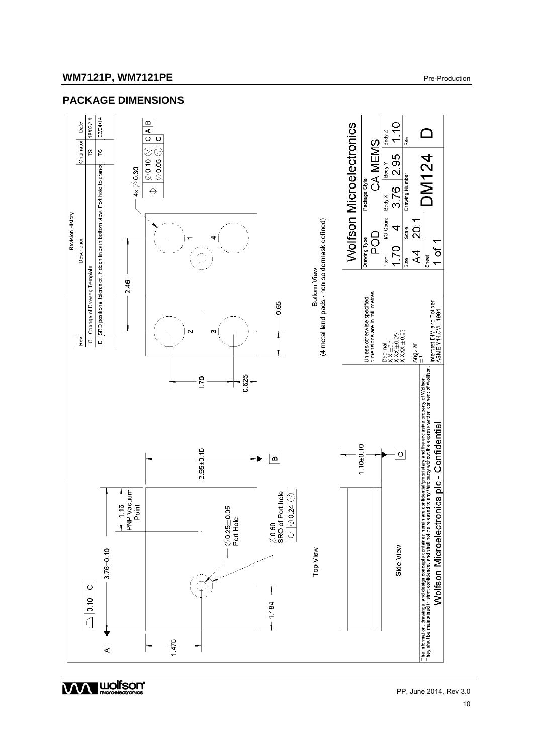## PACKAGE DIMENSIONS

**Revision History**

| Rev | Description | Originator | Date |
|---|---|---|---|
| C | Change of Drawing Template | TS | 18/03/14 |
| D | SRO positional tolerance, hidden lines in bottom view. Port hole tolerance | TS | 02/04/14 |

Top View

- 3.76±0.10
- 2.95±0.10
- 1.475
- 1.184
- 1.16 PNP Vacuum Point
- Ø0.25±0.05 Port Hole
- Ø0.60 SRO of Port hole
- ⌖ Ø0.24 Ⓜ
- ⌓ 0.10 C

Side View

- 1.10±0.10

Bottom View
(4 metal land pads - non soldermask defined)

- 4x Ø0.80
- ⌖ Ø0.10 Ⓜ C A B
- ⌖ Ø0.05 Ⓜ C
- 2.46
- 1.70
- 0.625
- 0.65

Unless otherwise specified dimensions are in millimetres

Decimal
X.X ±0.1
X.XX ±0.05
X.XXX ±0.03

Angular
±1°

Interpret DIM and Tol per ASME Y14.5M - 1994

**Wolfson Microelectronics**

| Drawing Type | | Package Style | | |
|---|---|---|---|---|
| POD | | CA MEMS | | |
| Pitch | I/O Count | Body X | Body Y | Body Z |
| 1.70 | 4 | 3.76 | 2.95 | 1.10 |
| Size | Scale | Drawing Number | | Rev |
| A4 | 20:1 | DM124 | | D |
| Sheet | | | | |
| 1 of 1 | | | | |

The information, drawings, and design concepts contained herein are confidential/proprietary and the exclusive property of Wolfson. They shall be maintained in strict confidence, and shall not be released to any third party without the express written consent of Wolfson.

Wolfson Microelectronics plc - Confidential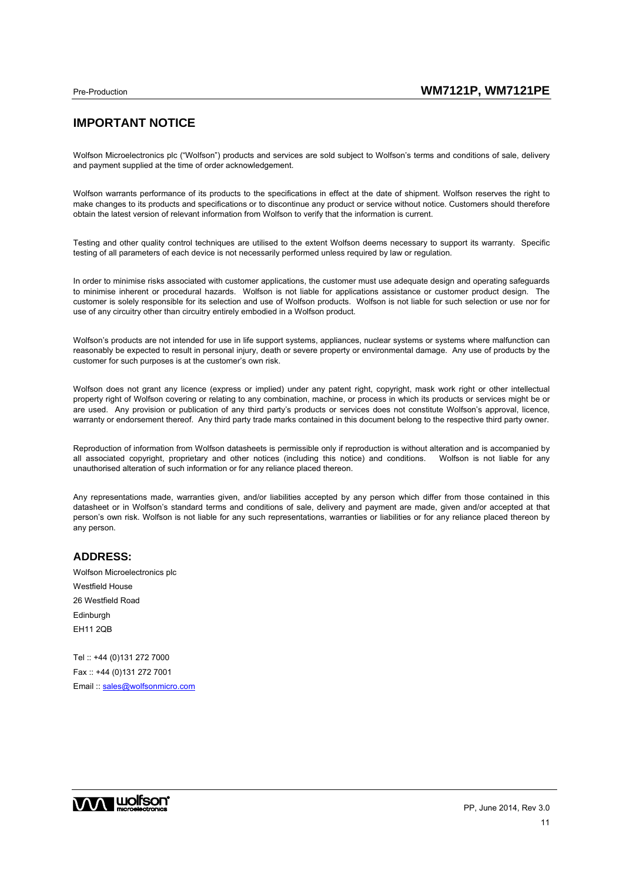## IMPORTANT NOTICE

Wolfson Microelectronics plc ("Wolfson") products and services are sold subject to Wolfson's terms and conditions of sale, delivery and payment supplied at the time of order acknowledgement.

Wolfson warrants performance of its products to the specifications in effect at the date of shipment. Wolfson reserves the right to make changes to its products and specifications or to discontinue any product or service without notice. Customers should therefore obtain the latest version of relevant information from Wolfson to verify that the information is current.

Testing and other quality control techniques are utilised to the extent Wolfson deems necessary to support its warranty. Specific testing of all parameters of each device is not necessarily performed unless required by law or regulation.

In order to minimise risks associated with customer applications, the customer must use adequate design and operating safeguards to minimise inherent or procedural hazards. Wolfson is not liable for applications assistance or customer product design. The customer is solely responsible for its selection and use of Wolfson products. Wolfson is not liable for such selection or use nor for use of any circuitry other than circuitry entirely embodied in a Wolfson product.

Wolfson's products are not intended for use in life support systems, appliances, nuclear systems or systems where malfunction can reasonably be expected to result in personal injury, death or severe property or environmental damage. Any use of products by the customer for such purposes is at the customer's own risk.

Wolfson does not grant any licence (express or implied) under any patent right, copyright, mask work right or other intellectual property right of Wolfson covering or relating to any combination, machine, or process in which its products or services might be or are used. Any provision or publication of any third party's products or services does not constitute Wolfson's approval, licence, warranty or endorsement thereof. Any third party trade marks contained in this document belong to the respective third party owner.

Reproduction of information from Wolfson datasheets is permissible only if reproduction is without alteration and is accompanied by all associated copyright, proprietary and other notices (including this notice) and conditions. Wolfson is not liable for any unauthorised alteration of such information or for any reliance placed thereon.

Any representations made, warranties given, and/or liabilities accepted by any person which differ from those contained in this datasheet or in Wolfson's standard terms and conditions of sale, delivery and payment are made, given and/or accepted at that person's own risk. Wolfson is not liable for any such representations, warranties or liabilities or for any reliance placed thereon by any person.

### ADDRESS:

Wolfson Microelectronics plc
Westfield House
26 Westfield Road
Edinburgh
EH11 2QB

Tel :: +44 (0)131 272 7000
Fax :: +44 (0)131 272 7001
Email :: sales@wolfsonmicro.com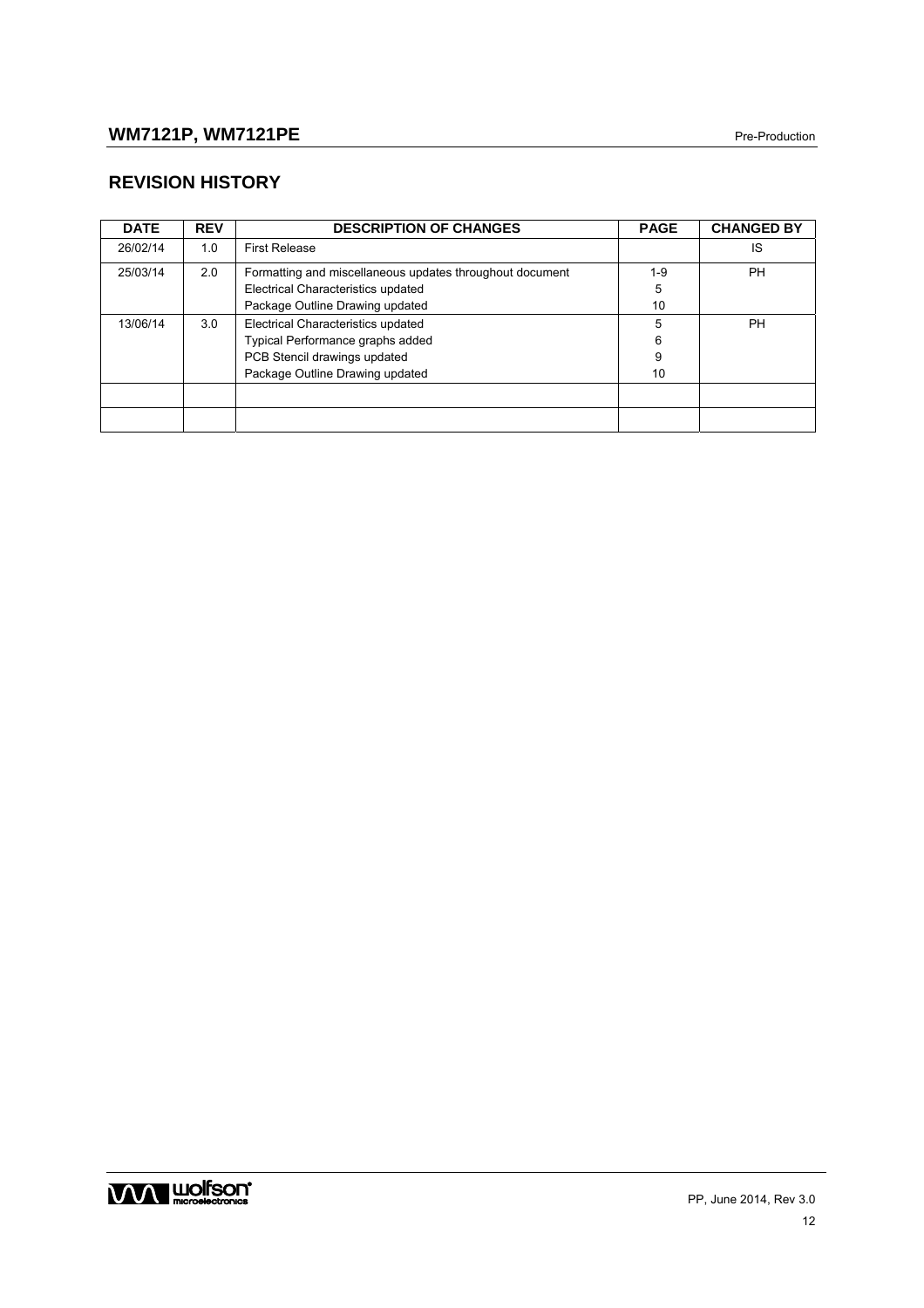## REVISION HISTORY

| DATE | REV | DESCRIPTION OF CHANGES | PAGE | CHANGED BY |
|---|---|---|---|---|
| 26/02/14 | 1.0 | First Release | | IS |
| 25/03/14 | 2.0 | Formatting and miscellaneous updates throughout document<br>Electrical Characteristics updated<br>Package Outline Drawing updated | 1-9<br>5<br>10 | PH |
| 13/06/14 | 3.0 | Electrical Characteristics updated<br>Typical Performance graphs added<br>PCB Stencil drawings updated<br>Package Outline Drawing updated | 5<br>6<br>9<br>10 | PH |
| | | | | |
| | | | | |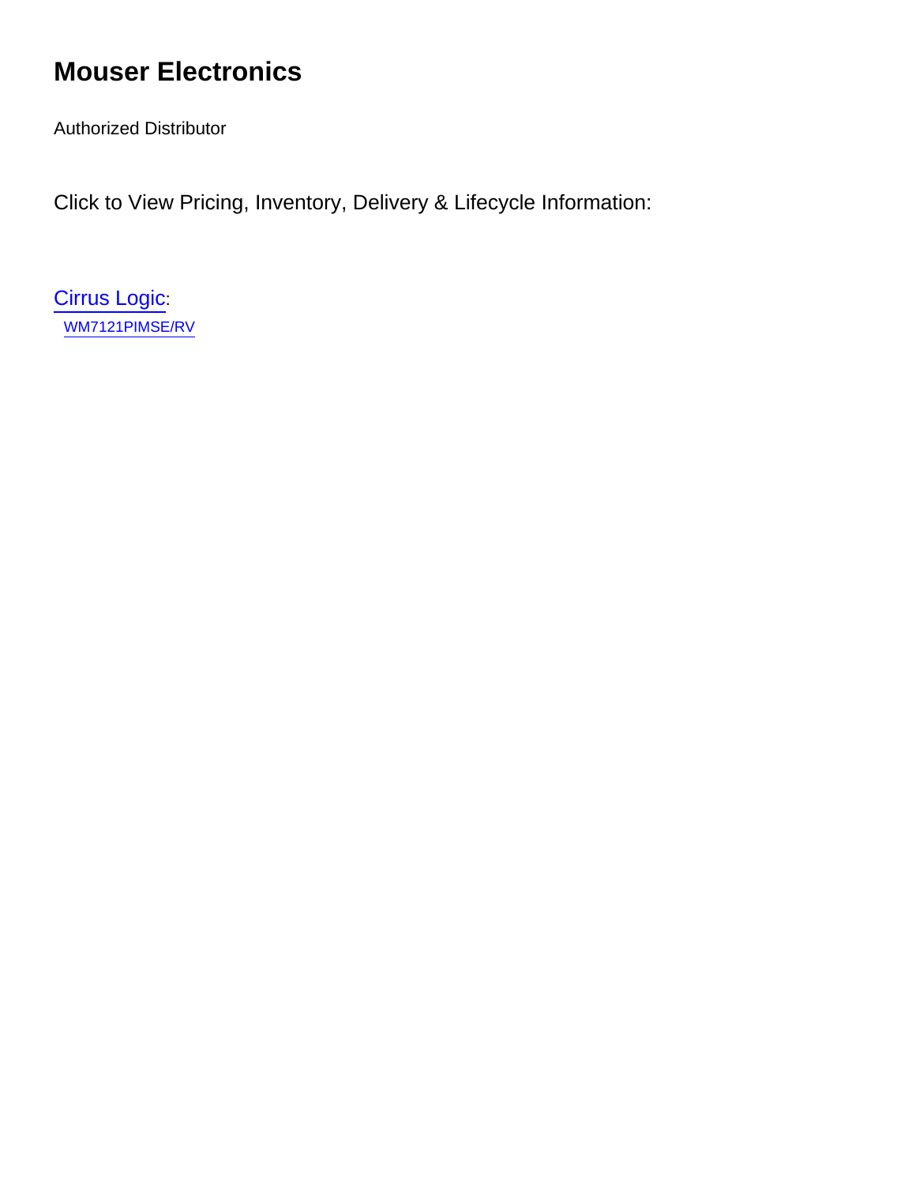# Mouser Electronics

Authorized Distributor

Click to View Pricing, Inventory, Delivery & Lifecycle Information:

Cirrus Logic:

WM7121PIMSE/RV